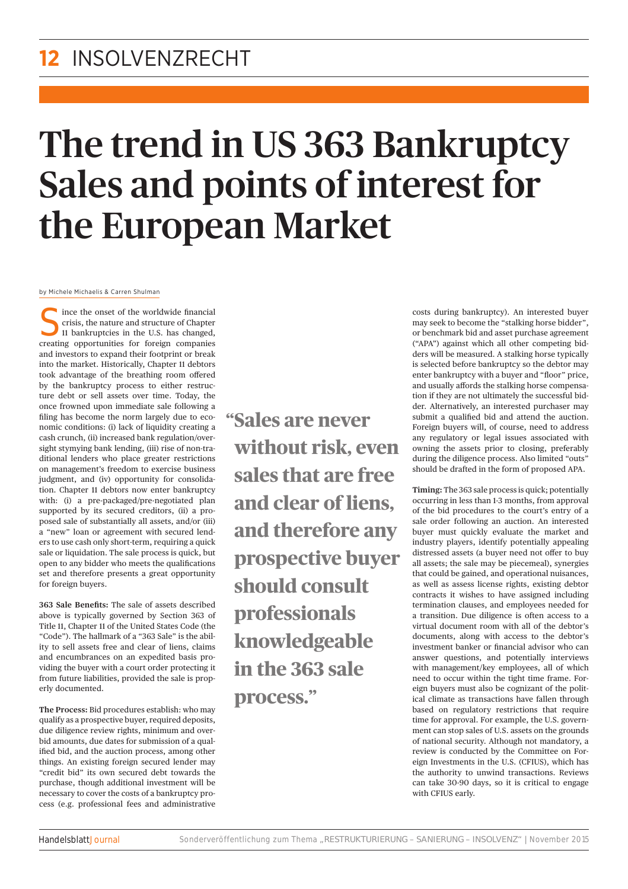# The trend in US 363 Bankruptcy Sales and points of interest for the European Market

by Michele Michaelis & Carren Shulman

Since the onset of the worldwide financial crisis, the nature and structure of Chapter 11 bankruptcies in the U.S. has changed, creating opportunities for foreign companies and investors to expand their footprint or break into the market. Historically, Chapter 11 debtors took advantage of the breathing room offered by the bankruptcy process to either restructure debt or sell assets over time. Today, the once frowned upon immediate sale following a filing has become the norm largely due to economic conditions: (i) lack of liquidity creating a cash crunch, (ii) increased bank regulation/oversight stymying bank lending, (iii) rise of non-traditional lenders who place greater restrictions on management's freedom to exercise business judgment, and (iv) opportunity for consolidation. Chapter 11 debtors now enter bankruptcy with: (i) a pre-packaged/pre-negotiated plan supported by its secured creditors, (ii) a proposed sale of substantially all assets, and/or (iii) a "new" loan or agreement with secured lenders to use cash only short-term, requiring a quick sale or liquidation. The sale process is quick, but open to any bidder who meets the qualifications set and therefore presents a great opportunity for foreign buyers.

**363 Sale Benefits:** The sale of assets described above is typically governed by Section 363 of Title 11, Chapter 11 of the United States Code (the "Code"). The hallmark of a "363 Sale" is the ability to sell assets free and clear of liens, claims and encumbrances on an expedited basis providing the buyer with a court order protecting it from future liabilities, provided the sale is properly documented.

**The Process:** Bid procedures establish: who may qualify as a prospective buyer, required deposits, due diligence review rights, minimum and overbid amounts, due dates for submission of a qualified bid, and the auction process, among other things. An existing foreign secured lender may "credit bid" its own secured debt towards the purchase, though additional investment will be necessary to cover the costs of a bankruptcy process (e.g. professional fees and administrative costs during bankruptcy). An interested buyer may seek to become the "stalking horse bidder", or benchmark bid and asset purchase agreement ("APA") against which all other competing bidders will be measured. A stalking horse typically is selected before bankruptcy so the debtor may enter bankruptcy with a buyer and "floor" price, and usually affords the stalking horse compensation if they are not ultimately the successful bidder. Alternatively, an interested purchaser may submit a qualified bid and attend the auction. Foreign buyers will, of course, need to address any regulatory or legal issues associated with owning the assets prior to closing, preferably during the diligence process. Also limited "outs" should be drafted in the form of proposed APA.

> "Sales are never without risk, even sales that are free and clear of liens, and therefore any prospective buyer should consult professionals knowledgeable in the 363 sale process."

**Timing:** The 363 sale process is quick; potentially occurring in less than 1-3 months, from approval of the bid procedures to the court's entry of a sale order following an auction. An interested buyer must quickly evaluate the market and industry players, identify potentially appealing distressed assets (a buyer need not offer to buy all assets; the sale may be piecemeal), synergies that could be gained, and operational nuisances, as well as assess license rights, existing debtor contracts it wishes to have assigned including termination clauses, and employees needed for a transition. Due diligence is often access to a virtual document room with all of the debtor's documents, along with access to the debtor's investment banker or financial advisor who can answer questions, and potentially interviews with management/key employees, all of which need to occur within the tight time frame. Foreign buyers must also be cognizant of the political climate as transactions have fallen through based on regulatory restrictions that require time for approval. For example, the U.S. government can stop sales of U.S. assets on the grounds of national security. Although not mandatory, a review is conducted by the Committee on Foreign Investments in the U.S. (CFIUS), which has the authority to unwind transactions. Reviews can take 30-90 days, so it is critical to engage with CFIUS early.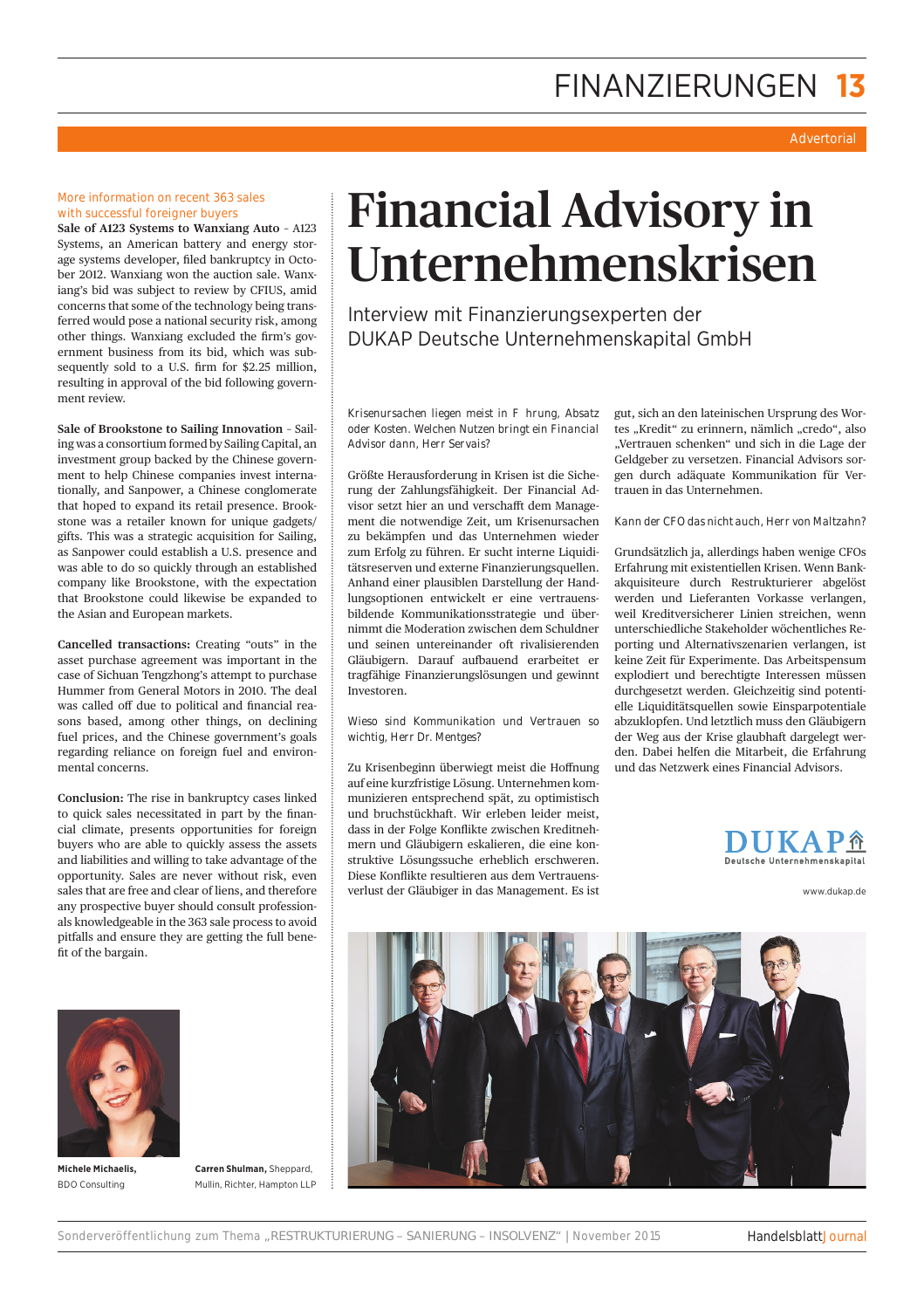Advertorial

More information on recent 363 sales with successful foreigner buyers

**Sale of A123 Systems to Wanxiang Auto** – A123 Systems, an American battery and energy storage systems developer, filed bankruptcy in October 2012. Wanxiang won the auction sale. Wanxiang's bid was subject to review by CFIUS, amid concerns that some of the technology being transferred would pose a national security risk, among other things. Wanxiang excluded the firm's government business from its bid, which was subsequently sold to a U.S. firm for $2.25 million, resulting in approval of the bid following government review.

**Sale of Brookstone to Sailing Innovation** – Sailing was a consortium formed by Sailing Capital, an investment group backed by the Chinese government to help Chinese companies invest internationally, and Sanpower, a Chinese conglomerate that hoped to expand its retail presence. Brookstone was a retailer known for unique gadgets/gifts. This was a strategic acquisition for Sailing, as Sanpower could establish a U.S. presence and was able to do so quickly through an established company like Brookstone, with the expectation that Brookstone could likewise be expanded to the Asian and European markets.

**Cancelled transactions:** Creating "outs" in the asset purchase agreement was important in the case of Sichuan Tengzhong's attempt to purchase Hummer from General Motors in 2010. The deal was called off due to political and financial reasons based, among other things, on declining fuel prices, and the Chinese government's goals regarding reliance on foreign fuel and environmental concerns.

**Conclusion:** The rise in bankruptcy cases linked to quick sales necessitated in part by the financial climate, presents opportunities for foreign buyers who are able to quickly assess the assets and liabilities and willing to take advantage of the opportunity. Sales are never without risk, even sales that are free and clear of liens, and therefore any prospective buyer should consult professionals knowledgeable in the 363 sale process to avoid pitfalls and ensure they are getting the full benefit of the bargain.

**Michele Michaelis,** BDO Consulting

**Carren Shulman,** Sheppard, Mullin, Richter, Hampton LLP

# Financial Advisory in Unternehmenskrisen

## Interview mit Finanzierungsexperten der DUKAP Deutsche Unternehmenskapital GmbH

*Krisenursachen liegen meist in F hrung, Absatz oder Kosten. Welchen Nutzen bringt ein Financial Advisor dann, Herr Servais?*

Größte Herausforderung in Krisen ist die Sicherung der Zahlungsfähigkeit. Der Financial Advisor setzt hier an und verschafft dem Management die notwendige Zeit, um Krisenursachen zu bekämpfen und das Unternehmen wieder zum Erfolg zu führen. Er sucht interne Liquiditätsreserven und externe Finanzierungsquellen. Anhand einer plausiblen Darstellung der Handlungsoptionen entwickelt er eine vertrauensbildende Kommunikationsstrategie und übernimmt die Moderation zwischen dem Schuldner und seinen untereinander oft rivalisierenden Gläubigern. Darauf aufbauend erarbeitet er tragfähige Finanzierungslösungen und gewinnt Investoren.

*Wieso sind Kommunikation und Vertrauen so wichtig, Herr Dr. Mentges?*

Zu Krisenbeginn überwiegt meist die Hoffnung auf eine kurzfristige Lösung. Unternehmen kommunizieren entsprechend spät, zu optimistisch und bruchstückhaft. Wir erleben leider meist, dass in der Folge Konflikte zwischen Kreditnehmern und Gläubigern eskalieren, die eine konstruktive Lösungssuche erheblich erschweren. Diese Konflikte resultieren aus dem Vertrauensverlust der Gläubiger in das Management. Es ist gut, sich an den lateinischen Ursprung des Wortes „Kredit" zu erinnern, nämlich „credo", also „Vertrauen schenken" und sich in die Lage der Geldgeber zu versetzen. Financial Advisors sorgen durch adäquate Kommunikation für Vertrauen in das Unternehmen.

*Kann der CFO das nicht auch, Herr von Maltzahn?*

Grundsätzlich ja, allerdings haben wenige CFOs Erfahrung mit existentiellen Krisen. Wenn Bankakquisiteure durch Restrukturierer abgelöst werden und Lieferanten Vorkasse verlangen, weil Kreditversicherer Linien streichen, wenn unterschiedliche Stakeholder wöchentliches Reporting und Alternativszenarien verlangen, ist keine Zeit für Experimente. Das Arbeitspensum explodiert und berechtigte Interessen müssen durchgesetzt werden. Gleichzeitig sind potentielle Liquiditätsquellen sowie Einsparpotentiale abzuklopfen. Und letztlich muss den Gläubigern der Weg aus der Krise glaubhaft dargelegt werden. Dabei helfen die Mitarbeit, die Erfahrung und das Netzwerk eines Financial Advisors.

DUKAP Deutsche Unternehmenskapital

www.dukap.de